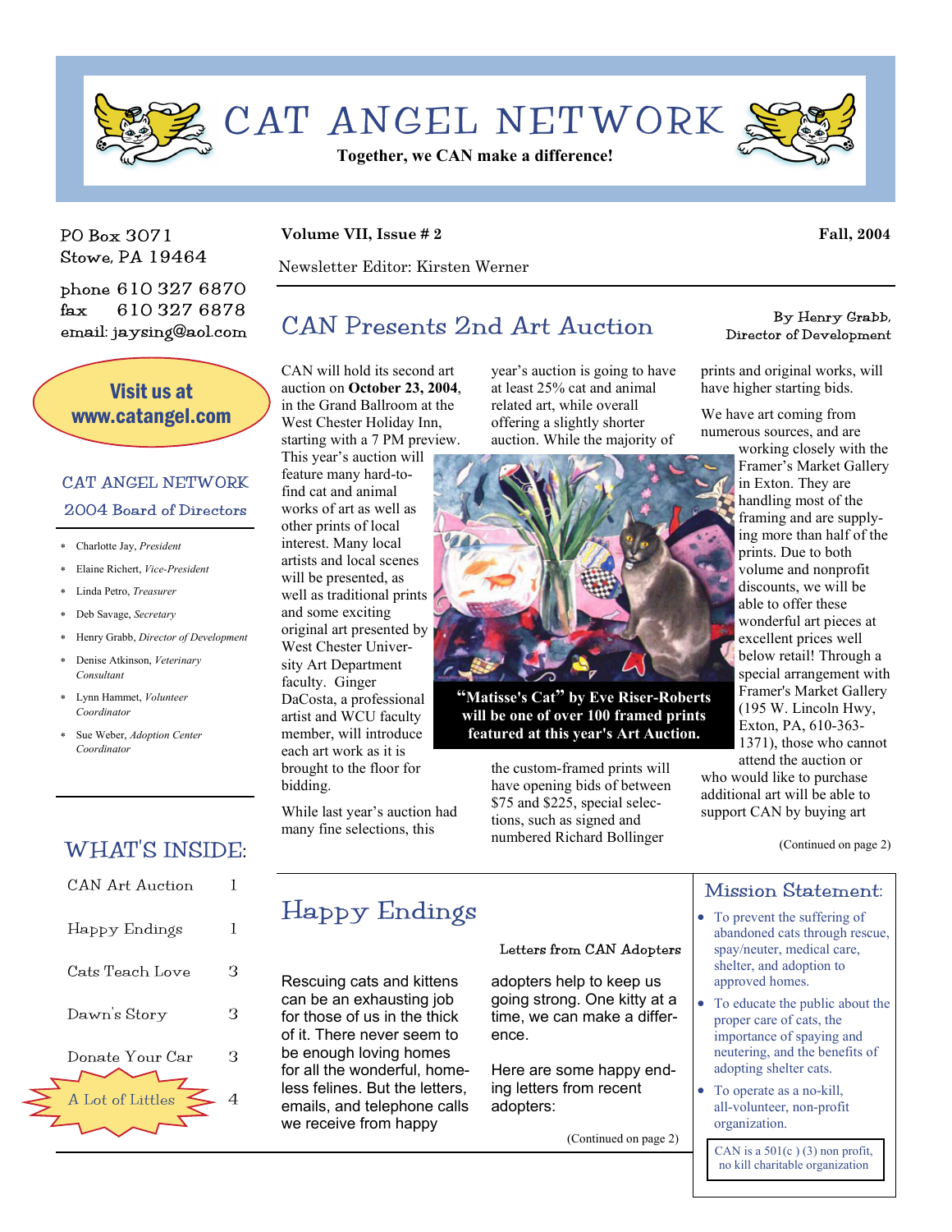# CAT ANGEL NETWORK

**Together, we CAN make a difference!**

PO Box 3071
Stowe, PA 19464

phone 610 327 6870
fax 610 327 6878
email: jaysing@aol.com

**Visit us at www.catangel.com**

### CAT ANGEL NETWORK 2004 Board of Directors

- Charlotte Jay, *President*
- Elaine Richert, *Vice-President*
- Linda Petro, *Treasurer*
- Deb Savage, *Secretary*
- Henry Grabb, *Director of Development*
- Denise Atkinson, *Veterinary Consultant*
- Lynn Hammet, *Volunteer Coordinator*
- Sue Weber, *Adoption Center Coordinator*

### WHAT'S INSIDE:

| | |
|---|---|
| CAN Art Auction | 1 |
| Happy Endings | 1 |
| Cats Teach Love | 3 |
| Dawn's Story | 3 |
| Donate Your Car | 3 |
| A Lot of Littles | 4 |

**Volume VII, Issue # 2** **Fall, 2004**

Newsletter Editor: Kirsten Werner

## CAN Presents 2nd Art Auction

By Henry Grabb, Director of Development

CAN will hold its second art auction on **October 23, 2004**, in the Grand Ballroom at the West Chester Holiday Inn, starting with a 7 PM preview. This year's auction will feature many hard-to-find cat and animal works of art as well as other prints of local interest. Many local artists and local scenes will be presented, as well as traditional prints and some exciting original art presented by West Chester University Art Department faculty. Ginger DaCosta, a professional artist and WCU faculty member, will introduce each art work as it is brought to the floor for bidding.

While last year's auction had many fine selections, this year's auction is going to have at least 25% cat and animal related art, while overall offering a slightly shorter auction. While the majority of the custom-framed prints will have opening bids of between \$75 and \$225, special selections, such as signed and numbered Richard Bollinger prints and original works, will have higher starting bids.

**"Matisse's Cat" by Eve Riser-Roberts will be one of over 100 framed prints featured at this year's Art Auction.**

We have art coming from numerous sources, and are working closely with the Framer's Market Gallery in Exton. They are handling most of the framing and are supplying more than half of the prints. Due to both volume and nonprofit discounts, we will be able to offer these wonderful art pieces at excellent prices well below retail! Through a special arrangement with Framer's Market Gallery (195 W. Lincoln Hwy, Exton, PA, 610-363-1371), those who cannot attend the auction or who would like to purchase additional art will be able to support CAN by buying art

(Continued on page 2)

## Happy Endings

Letters from CAN Adopters

Rescuing cats and kittens can be an exhausting job for those of us in the thick of it. There never seem to be enough loving homes for all the wonderful, homeless felines. But the letters, emails, and telephone calls we receive from happy adopters help to keep us going strong. One kitty at a time, we can make a difference.

Here are some happy ending letters from recent adopters:

(Continued on page 2)

### Mission Statement:

- To prevent the suffering of abandoned cats through rescue, spay/neuter, medical care, shelter, and adoption to approved homes.
- To educate the public about the proper care of cats, the importance of spaying and neutering, and the benefits of adopting shelter cats.
- To operate as a no-kill, all-volunteer, non-profit organization.

CAN is a 501(c ) (3) non profit, no kill charitable organization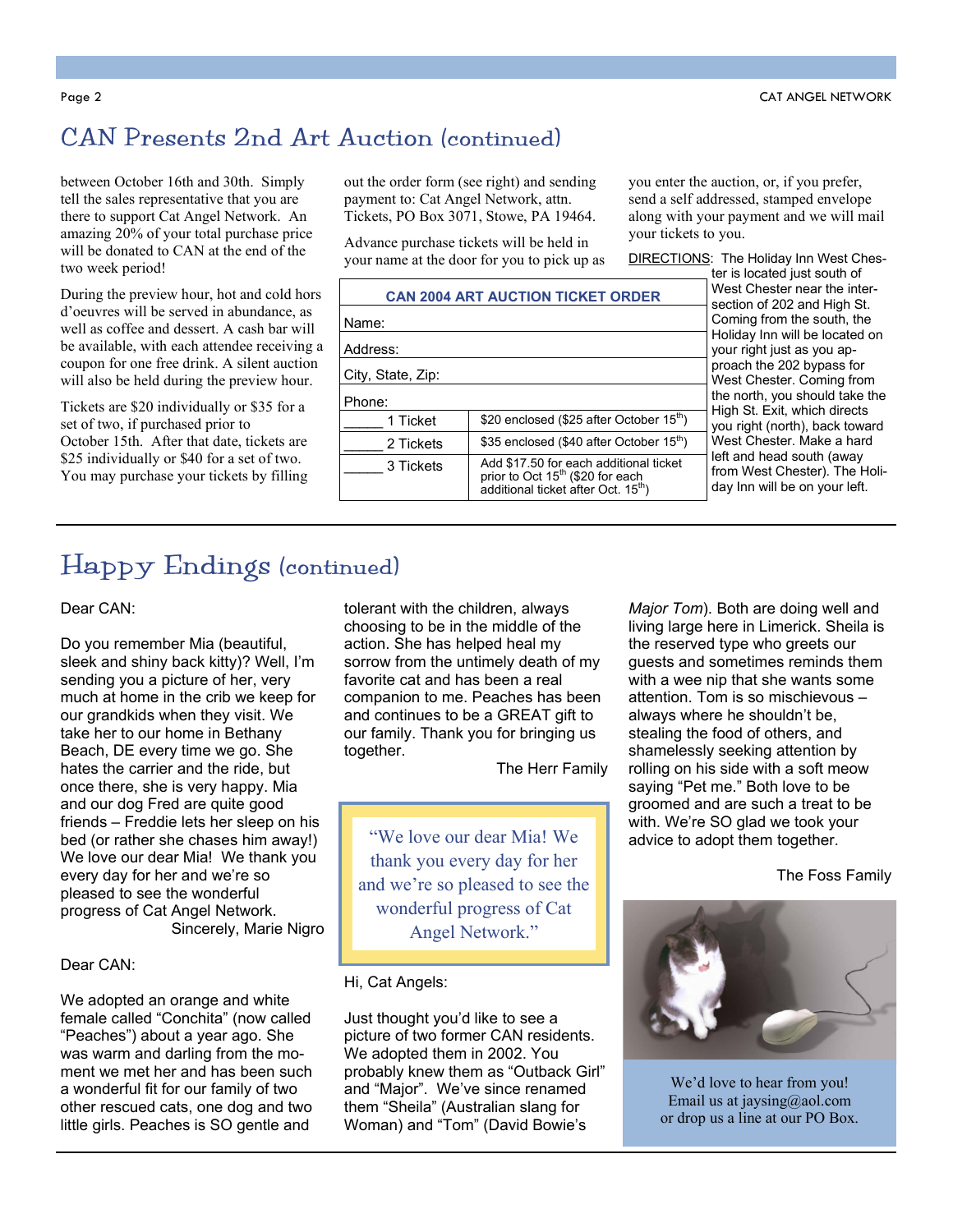## CAN Presents 2nd Art Auction (continued)

between October 16th and 30th. Simply tell the sales representative that you are there to support Cat Angel Network. An amazing 20% of your total purchase price will be donated to CAN at the end of the two week period!

During the preview hour, hot and cold hors d'oeuvres will be served in abundance, as well as coffee and dessert. A cash bar will be available, with each attendee receiving a coupon for one free drink. A silent auction will also be held during the preview hour.

Tickets are $20 individually or $35 for a set of two, if purchased prior to October 15th. After that date, tickets are $25 individually or $40 for a set of two. You may purchase your tickets by filling out the order form (see right) and sending payment to: Cat Angel Network, attn. Tickets, PO Box 3071, Stowe, PA 19464.

Advance purchase tickets will be held in your name at the door for you to pick up as you enter the auction, or, if you prefer, send a self addressed, stamped envelope along with your payment and we will mail your tickets to you.

| CAN 2004 ART AUCTION TICKET ORDER | |
|---|---|
| Name: | |
| Address: | |
| City, State, Zip: | |
| Phone: | |
| _____ 1 Ticket | $20 enclosed ($25 after October 15th) |
| _____ 2 Tickets | $35 enclosed ($40 after October 15th) |
| _____ 3 Tickets | Add $17.50 for each additional ticket prior to Oct 15th ($20 for each additional ticket after Oct. 15th) |

DIRECTIONS: The Holiday Inn West Chester is located just south of West Chester near the intersection of 202 and High St. Coming from the south, the Holiday Inn will be located on your right just as you approach the 202 bypass for West Chester. Coming from the north, you should take the High St. Exit, which directs you right (north), back toward West Chester. Make a hard left and head south (away from West Chester). The Holiday Inn will be on your left.

## Happy Endings (continued)

Dear CAN:

Do you remember Mia (beautiful, sleek and shiny back kitty)? Well, I'm sending you a picture of her, very much at home in the crib we keep for our grandkids when they visit. We take her to our home in Bethany Beach, DE every time we go. She hates the carrier and the ride, but once there, she is very happy. Mia and our dog Fred are quite good friends – Freddie lets her sleep on his bed (or rather she chases him away!) We love our dear Mia! We thank you every day for her and we're so pleased to see the wonderful progress of Cat Angel Network.

Sincerely, Marie Nigro

Dear CAN:

We adopted an orange and white female called "Conchita" (now called "Peaches") about a year ago. She was warm and darling from the moment we met her and has been such a wonderful fit for our family of two other rescued cats, one dog and two little girls. Peaches is SO gentle and tolerant with the children, always choosing to be in the middle of the action. She has helped heal my sorrow from the untimely death of my favorite cat and has been a real companion to me. Peaches has been and continues to be a GREAT gift to our family. Thank you for bringing us together.

The Herr Family

> "We love our dear Mia! We thank you every day for her and we're so pleased to see the wonderful progress of Cat Angel Network."

Hi, Cat Angels:

Just thought you'd like to see a picture of two former CAN residents. We adopted them in 2002. You probably knew them as "Outback Girl" and "Major". We've since renamed them "Sheila" (Australian slang for Woman) and "Tom" (David Bowie's *Major Tom*). Both are doing well and living large here in Limerick. Sheila is the reserved type who greets our guests and sometimes reminds them with a wee nip that she wants some attention. Tom is so mischievous – always where he shouldn't be, stealing the food of others, and shamelessly seeking attention by rolling on his side with a soft meow saying "Pet me." Both love to be groomed and are such a treat to be with. We're SO glad we took your advice to adopt them together.

The Foss Family

We'd love to hear from you!
Email us at jaysing@aol.com
or drop us a line at our PO Box.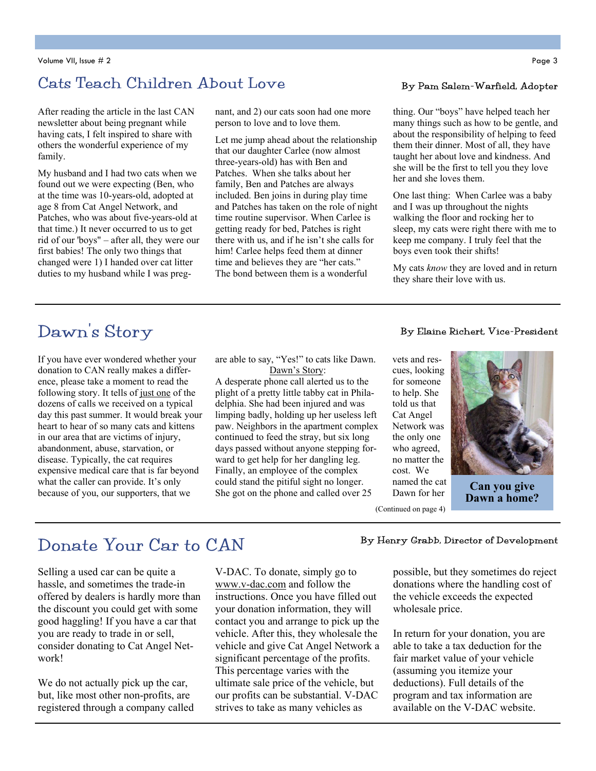## Cats Teach Children About Love

By Pam Salem-Warfield, Adopter

After reading the article in the last CAN newsletter about being pregnant while having cats, I felt inspired to share with others the wonderful experience of my family.

My husband and I had two cats when we found out we were expecting (Ben, who at the time was 10-years-old, adopted at age 8 from Cat Angel Network, and Patches, who was about five-years-old at that time.) It never occurred to us to get rid of our 'boys" – after all, they were our first babies! The only two things that changed were 1) I handed over cat litter duties to my husband while I was pregnant, and 2) our cats soon had one more person to love and to love them.

Let me jump ahead about the relationship that our daughter Carlee (now almost three-years-old) has with Ben and Patches. When she talks about her family, Ben and Patches are always included. Ben joins in during play time and Patches has taken on the role of night time routine supervisor. When Carlee is getting ready for bed, Patches is right there with us, and if he isn't she calls for him! Carlee helps feed them at dinner time and believes they are "her cats." The bond between them is a wonderful thing. Our "boys" have helped teach her many things such as how to be gentle, and about the responsibility of helping to feed them their dinner. Most of all, they have taught her about love and kindness. And she will be the first to tell you they love her and she loves them.

One last thing: When Carlee was a baby and I was up throughout the nights walking the floor and rocking her to sleep, my cats were right there with me to keep me company. I truly feel that the boys even took their shifts!

My cats *know* they are loved and in return they share their love with us.

## Dawn's Story

By Elaine Richert, Vice-President

If you have ever wondered whether your donation to CAN really makes a difference, please take a moment to read the following story. It tells of just one of the dozens of calls we received on a typical day this past summer. It would break your heart to hear of so many cats and kittens in our area that are victims of injury, abandonment, abuse, starvation, or disease. Typically, the cat requires expensive medical care that is far beyond what the caller can provide. It's only because of you, our supporters, that we are able to say, "Yes!" to cats like Dawn.

Dawn's Story:

A desperate phone call alerted us to the plight of a pretty little tabby cat in Philadelphia. She had been injured and was limping badly, holding up her useless left paw. Neighbors in the apartment complex continued to feed the stray, but six long days passed without anyone stepping forward to get help for her dangling leg. Finally, an employee of the complex could stand the pitiful sight no longer. She got on the phone and called over 25 vets and rescues, looking for someone to help. She told us that Cat Angel Network was the only one who agreed, no matter the cost. We named the cat Dawn for her

(Continued on page 4)

**Can you give Dawn a home?**

## Donate Your Car to CAN

By Henry Grabb, Director of Development

Selling a used car can be quite a hassle, and sometimes the trade-in offered by dealers is hardly more than the discount you could get with some good haggling! If you have a car that you are ready to trade in or sell, consider donating to Cat Angel Network!

We do not actually pick up the car, but, like most other non-profits, are registered through a company called V-DAC. To donate, simply go to www.v-dac.com and follow the instructions. Once you have filled out your donation information, they will contact you and arrange to pick up the vehicle. After this, they wholesale the vehicle and give Cat Angel Network a significant percentage of the profits. This percentage varies with the ultimate sale price of the vehicle, but our profits can be substantial. V-DAC strives to take as many vehicles as possible, but they sometimes do reject donations where the handling cost of the vehicle exceeds the expected wholesale price.

In return for your donation, you are able to take a tax deduction for the fair market value of your vehicle (assuming you itemize your deductions). Full details of the program and tax information are available on the V-DAC website.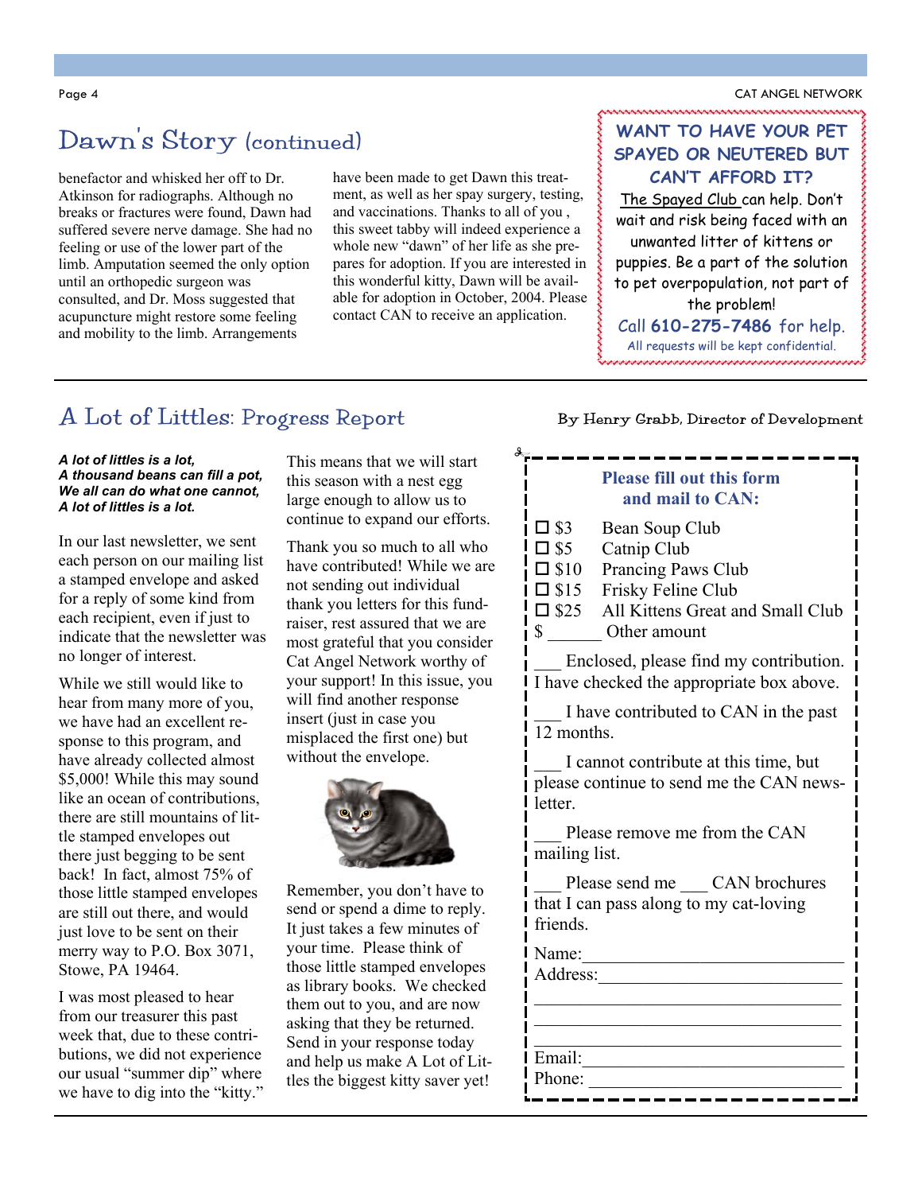## Dawn's Story (continued)

benefactor and whisked her off to Dr. Atkinson for radiographs. Although no breaks or fractures were found, Dawn had suffered severe nerve damage. She had no feeling or use of the lower part of the limb. Amputation seemed the only option until an orthopedic surgeon was consulted, and Dr. Moss suggested that acupuncture might restore some feeling and mobility to the limb. Arrangements have been made to get Dawn this treatment, as well as her spay surgery, testing, and vaccinations. Thanks to all of you , this sweet tabby will indeed experience a whole new "dawn" of her life as she prepares for adoption. If you are interested in this wonderful kitty, Dawn will be available for adoption in October, 2004. Please contact CAN to receive an application.

**WANT TO HAVE YOUR PET SPAYED OR NEUTERED BUT CAN'T AFFORD IT?**

The Spayed Club can help. Don't wait and risk being faced with an unwanted litter of kittens or puppies. Be a part of the solution to pet overpopulation, not part of the problem!

Call **610-275-7486** for help.

All requests will be kept confidential.

## A Lot of Littles: Progress Report

By Henry Grabb, Director of Development

***A lot of littles is a lot,***
***A thousand beans can fill a pot,***
***We all can do what one cannot,***
***A lot of littles is a lot.***

In our last newsletter, we sent each person on our mailing list a stamped envelope and asked for a reply of some kind from each recipient, even if just to indicate that the newsletter was no longer of interest.

While we still would like to hear from many more of you, we have had an excellent response to this program, and have already collected almost $5,000! While this may sound like an ocean of contributions, there are still mountains of little stamped envelopes out there just begging to be sent back! In fact, almost 75% of those little stamped envelopes are still out there, and would just love to be sent on their merry way to P.O. Box 3071, Stowe, PA 19464.

I was most pleased to hear from our treasurer this past week that, due to these contributions, we did not experience our usual "summer dip" where we have to dig into the "kitty." This means that we will start this season with a nest egg large enough to allow us to continue to expand our efforts.

Thank you so much to all who have contributed! While we are not sending out individual thank you letters for this fundraiser, rest assured that we are most grateful that you consider Cat Angel Network worthy of your support! In this issue, you will find another response insert (just in case you misplaced the first one) but without the envelope.

Remember, you don't have to send or spend a dime to reply. It just takes a few minutes of your time. Please think of those little stamped envelopes as library books. We checked them out to you, and are now asking that they be returned. Send in your response today and help us make A Lot of Littles the biggest kitty saver yet!

**Please fill out this form and mail to CAN:**

☐ $3 Bean Soup Club
☐ $5 Catnip Club
☐ $10 Prancing Paws Club
☐ $15 Frisky Feline Club
☐ $25 All Kittens Great and Small Club
$ ______ Other amount

___ Enclosed, please find my contribution. I have checked the appropriate box above.

___ I have contributed to CAN in the past 12 months.

___ I cannot contribute at this time, but please continue to send me the CAN newsletter.

___ Please remove me from the CAN mailing list.

___ Please send me ___ CAN brochures that I can pass along to my cat-loving friends.

Name:___________________________
Address:_________________________
________________________________
________________________________
________________________________
Email:___________________________
Phone: __________________________